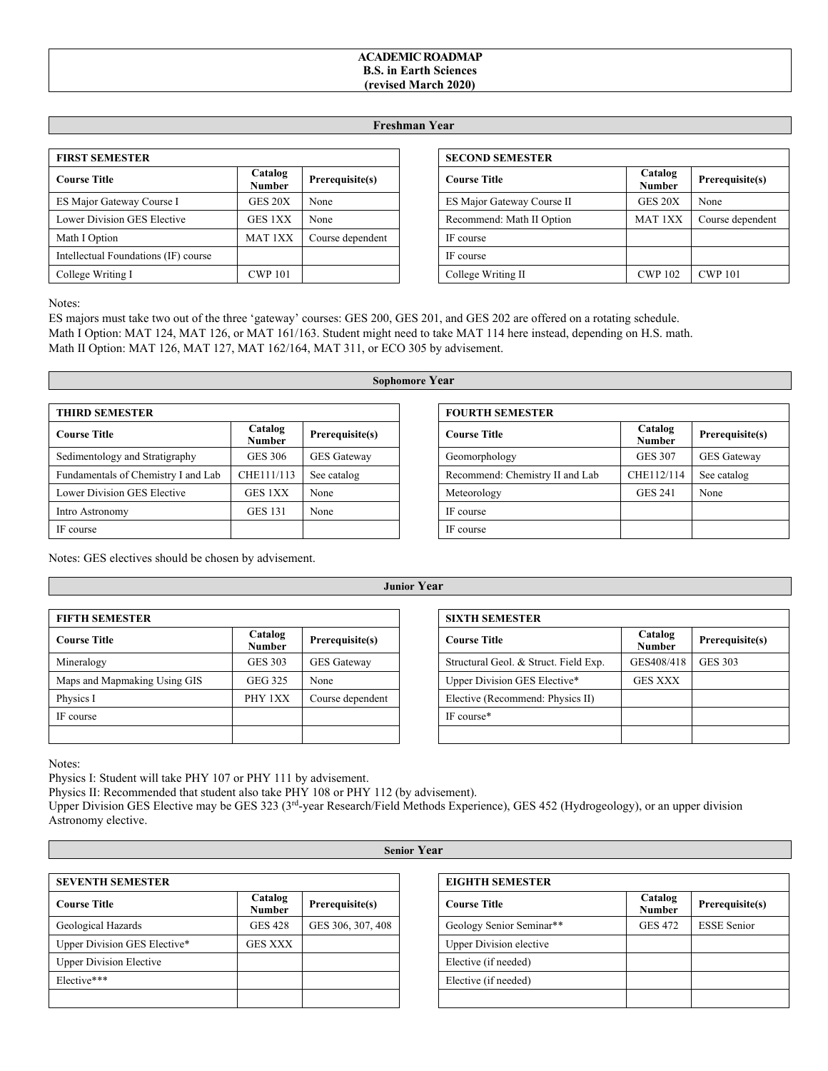# ACADEMIC ROADMAP
## B.S. in Earth Sciences
### (revised March 2020)

## Freshman Year

| FIRST SEMESTER | | |
|---|---|---|
| **Course Title** | **Catalog Number** | **Prerequisite(s)** |
| ES Major Gateway Course I | GES 20X | None |
| Lower Division GES Elective | GES 1XX | None |
| Math I Option | MAT 1XX | Course dependent |
| Intellectual Foundations (IF) course | | |
| College Writing I | CWP 101 | |

| SECOND SEMESTER | | |
|---|---|---|
| **Course Title** | **Catalog Number** | **Prerequisite(s)** |
| ES Major Gateway Course II | GES 20X | None |
| Recommend: Math II Option | MAT 1XX | Course dependent |
| IF course | | |
| IF course | | |
| College Writing II | CWP 102 | CWP 101 |

Notes:
ES majors must take two out of the three 'gateway' courses: GES 200, GES 201, and GES 202 are offered on a rotating schedule.
Math I Option: MAT 124, MAT 126, or MAT 161/163. Student might need to take MAT 114 here instead, depending on H.S. math.
Math II Option: MAT 126, MAT 127, MAT 162/164, MAT 311, or ECO 305 by advisement.

## Sophomore Year

| THIRD SEMESTER | | |
|---|---|---|
| **Course Title** | **Catalog Number** | **Prerequisite(s)** |
| Sedimentology and Stratigraphy | GES 306 | GES Gateway |
| Fundamentals of Chemistry I and Lab | CHE111/113 | See catalog |
| Lower Division GES Elective | GES 1XX | None |
| Intro Astronomy | GES 131 | None |
| IF course | | |

| FOURTH SEMESTER | | |
|---|---|---|
| **Course Title** | **Catalog Number** | **Prerequisite(s)** |
| Geomorphology | GES 307 | GES Gateway |
| Recommend: Chemistry II and Lab | CHE112/114 | See catalog |
| Meteorology | GES 241 | None |
| IF course | | |
| IF course | | |

Notes: GES electives should be chosen by advisement.

## Junior Year

| FIFTH SEMESTER | | |
|---|---|---|
| **Course Title** | **Catalog Number** | **Prerequisite(s)** |
| Mineralogy | GES 303 | GES Gateway |
| Maps and Mapmaking Using GIS | GEG 325 | None |
| Physics I | PHY 1XX | Course dependent |
| IF course | | |
| | | |

| SIXTH SEMESTER | | |
|---|---|---|
| **Course Title** | **Catalog Number** | **Prerequisite(s)** |
| Structural Geol. & Struct. Field Exp. | GES408/418 | GES 303 |
| Upper Division GES Elective* | GES XXX | |
| Elective (Recommend: Physics II) | | |
| IF course* | | |
| | | |

Notes:
Physics I: Student will take PHY 107 or PHY 111 by advisement.
Physics II: Recommended that student also take PHY 108 or PHY 112 (by advisement).
Upper Division GES Elective may be GES 323 (3rd-year Research/Field Methods Experience), GES 452 (Hydrogeology), or an upper division Astronomy elective.

## Senior Year

| SEVENTH SEMESTER | | |
|---|---|---|
| **Course Title** | **Catalog Number** | **Prerequisite(s)** |
| Geological Hazards | GES 428 | GES 306, 307, 408 |
| Upper Division GES Elective* | GES XXX | |
| Upper Division Elective | | |
| Elective*** | | |
| | | |

| EIGHTH SEMESTER | | |
|---|---|---|
| **Course Title** | **Catalog Number** | **Prerequisite(s)** |
| Geology Senior Seminar** | GES 472 | ESSE Senior |
| Upper Division elective | | |
| Elective (if needed) | | |
| Elective (if needed) | | |
| | | |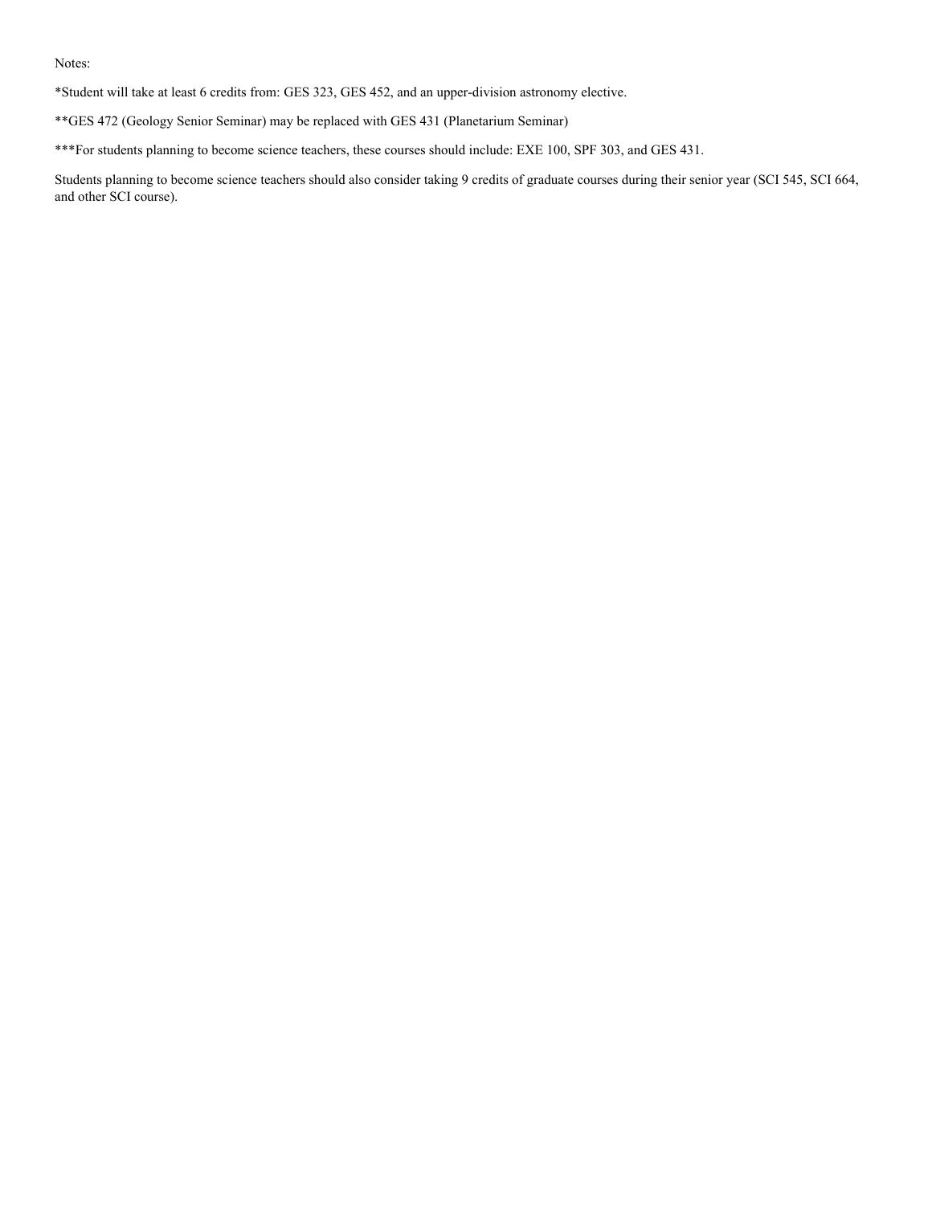Notes:

*Student will take at least 6 credits from: GES 323, GES 452, and an upper-division astronomy elective.

**GES 472 (Geology Senior Seminar) may be replaced with GES 431 (Planetarium Seminar)

***For students planning to become science teachers, these courses should include: EXE 100, SPF 303, and GES 431.

Students planning to become science teachers should also consider taking 9 credits of graduate courses during their senior year (SCI 545, SCI 664, and other SCI course).